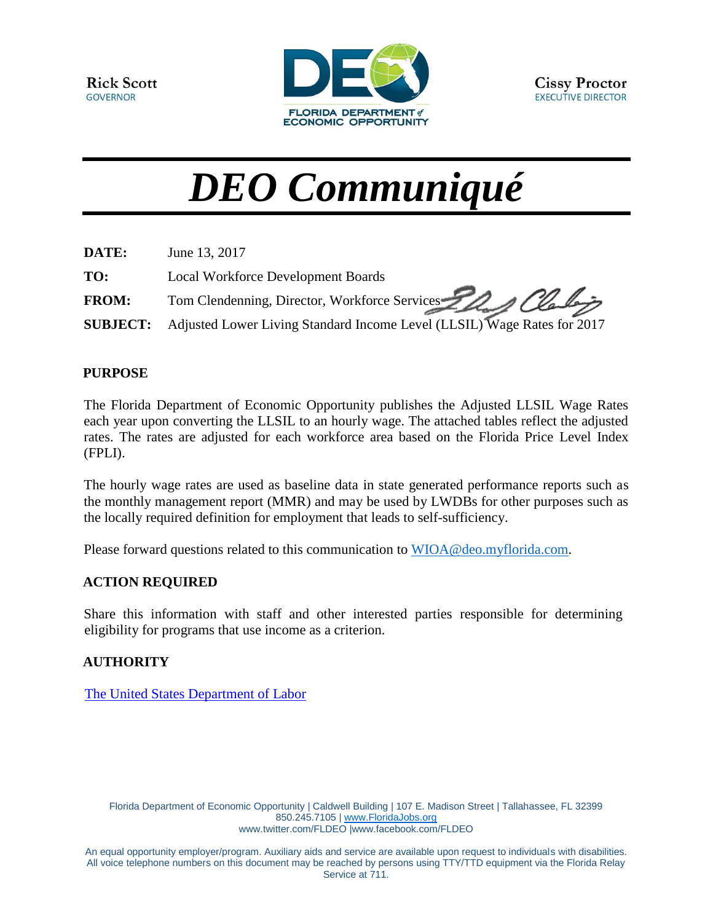Rick Scott
GOVERNOR

FLORIDA DEPARTMENT of ECONOMIC OPPORTUNITY

Cissy Proctor
EXECUTIVE DIRECTOR

# *DEO Communiqué*

**DATE:** June 13, 2017

**TO:** Local Workforce Development Boards

**FROM:** Tom Clendenning, Director, Workforce Services

**SUBJECT:** Adjusted Lower Living Standard Income Level (LLSIL) Wage Rates for 2017

## PURPOSE

The Florida Department of Economic Opportunity publishes the Adjusted LLSIL Wage Rates each year upon converting the LLSIL to an hourly wage. The attached tables reflect the adjusted rates. The rates are adjusted for each workforce area based on the Florida Price Level Index (FPLI).

The hourly wage rates are used as baseline data in state generated performance reports such as the monthly management report (MMR) and may be used by LWDBs for other purposes such as the locally required definition for employment that leads to self-sufficiency.

Please forward questions related to this communication to WIOA@deo.myflorida.com.

## ACTION REQUIRED

Share this information with staff and other interested parties responsible for determining eligibility for programs that use income as a criterion.

## AUTHORITY

The United States Department of Labor

Florida Department of Economic Opportunity | Caldwell Building | 107 E. Madison Street | Tallahassee, FL 32399
850.245.7105 | www.FloridaJobs.org
www.twitter.com/FLDEO |www.facebook.com/FLDEO

An equal opportunity employer/program. Auxiliary aids and service are available upon request to individuals with disabilities. All voice telephone numbers on this document may be reached by persons using TTY/TTD equipment via the Florida Relay Service at 711.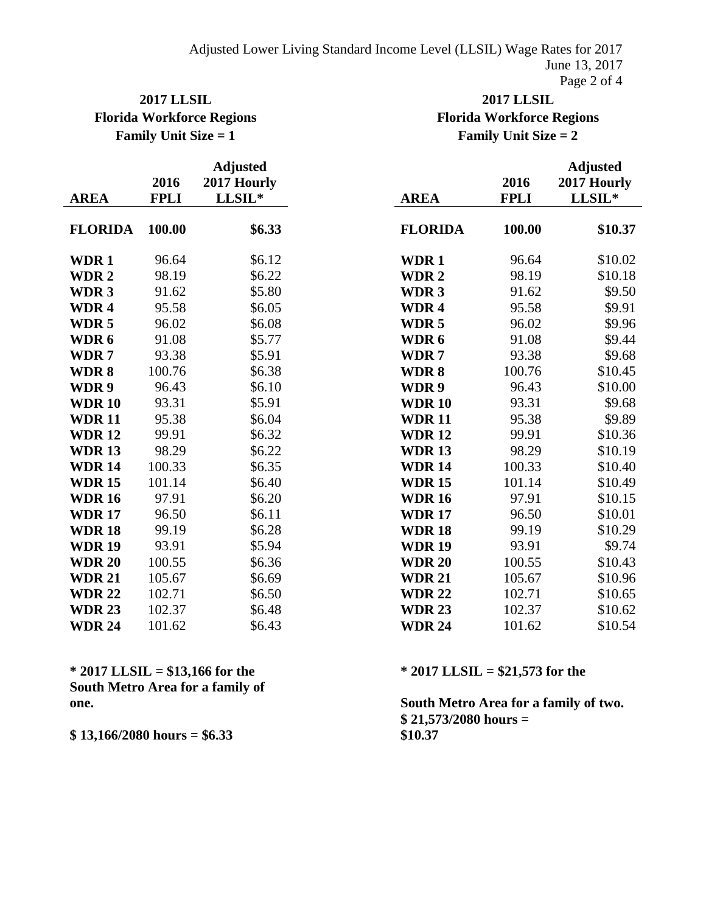## 2017 LLSIL
## Florida Workforce Regions
## Family Unit Size = 1

| AREA | 2016 FPLI | Adjusted 2017 Hourly LLSIL* |
|---|---|---|
| **FLORIDA** | **100.00** | **$6.33** |
| **WDR 1** | 96.64 | $6.12 |
| **WDR 2** | 98.19 | $6.22 |
| **WDR 3** | 91.62 | $5.80 |
| **WDR 4** | 95.58 | $6.05 |
| **WDR 5** | 96.02 | $6.08 |
| **WDR 6** | 91.08 | $5.77 |
| **WDR 7** | 93.38 | $5.91 |
| **WDR 8** | 100.76 | $6.38 |
| **WDR 9** | 96.43 | $6.10 |
| **WDR 10** | 93.31 | $5.91 |
| **WDR 11** | 95.38 | $6.04 |
| **WDR 12** | 99.91 | $6.32 |
| **WDR 13** | 98.29 | $6.22 |
| **WDR 14** | 100.33 | $6.35 |
| **WDR 15** | 101.14 | $6.40 |
| **WDR 16** | 97.91 | $6.20 |
| **WDR 17** | 96.50 | $6.11 |
| **WDR 18** | 99.19 | $6.28 |
| **WDR 19** | 93.91 | $5.94 |
| **WDR 20** | 100.55 | $6.36 |
| **WDR 21** | 105.67 | $6.69 |
| **WDR 22** | 102.71 | $6.50 |
| **WDR 23** | 102.37 | $6.48 |
| **WDR 24** | 101.62 | $6.43 |

**\* 2017 LLSIL = $13,166 for the South Metro Area for a family of one.**

**$ 13,166/2080 hours = $6.33**

## 2017 LLSIL
## Florida Workforce Regions
## Family Unit Size = 2

| AREA | 2016 FPLI | Adjusted 2017 Hourly LLSIL* |
|---|---|---|
| **FLORIDA** | **100.00** | **$10.37** |
| **WDR 1** | 96.64 | $10.02 |
| **WDR 2** | 98.19 | $10.18 |
| **WDR 3** | 91.62 | $9.50 |
| **WDR 4** | 95.58 | $9.91 |
| **WDR 5** | 96.02 | $9.96 |
| **WDR 6** | 91.08 | $9.44 |
| **WDR 7** | 93.38 | $9.68 |
| **WDR 8** | 100.76 | $10.45 |
| **WDR 9** | 96.43 | $10.00 |
| **WDR 10** | 93.31 | $9.68 |
| **WDR 11** | 95.38 | $9.89 |
| **WDR 12** | 99.91 | $10.36 |
| **WDR 13** | 98.29 | $10.19 |
| **WDR 14** | 100.33 | $10.40 |
| **WDR 15** | 101.14 | $10.49 |
| **WDR 16** | 97.91 | $10.15 |
| **WDR 17** | 96.50 | $10.01 |
| **WDR 18** | 99.19 | $10.29 |
| **WDR 19** | 93.91 | $9.74 |
| **WDR 20** | 100.55 | $10.43 |
| **WDR 21** | 105.67 | $10.96 |
| **WDR 22** | 102.71 | $10.65 |
| **WDR 23** | 102.37 | $10.62 |
| **WDR 24** | 101.62 | $10.54 |

**\* 2017 LLSIL = $21,573 for the South Metro Area for a family of two.**
**$ 21,573/2080 hours = $10.37**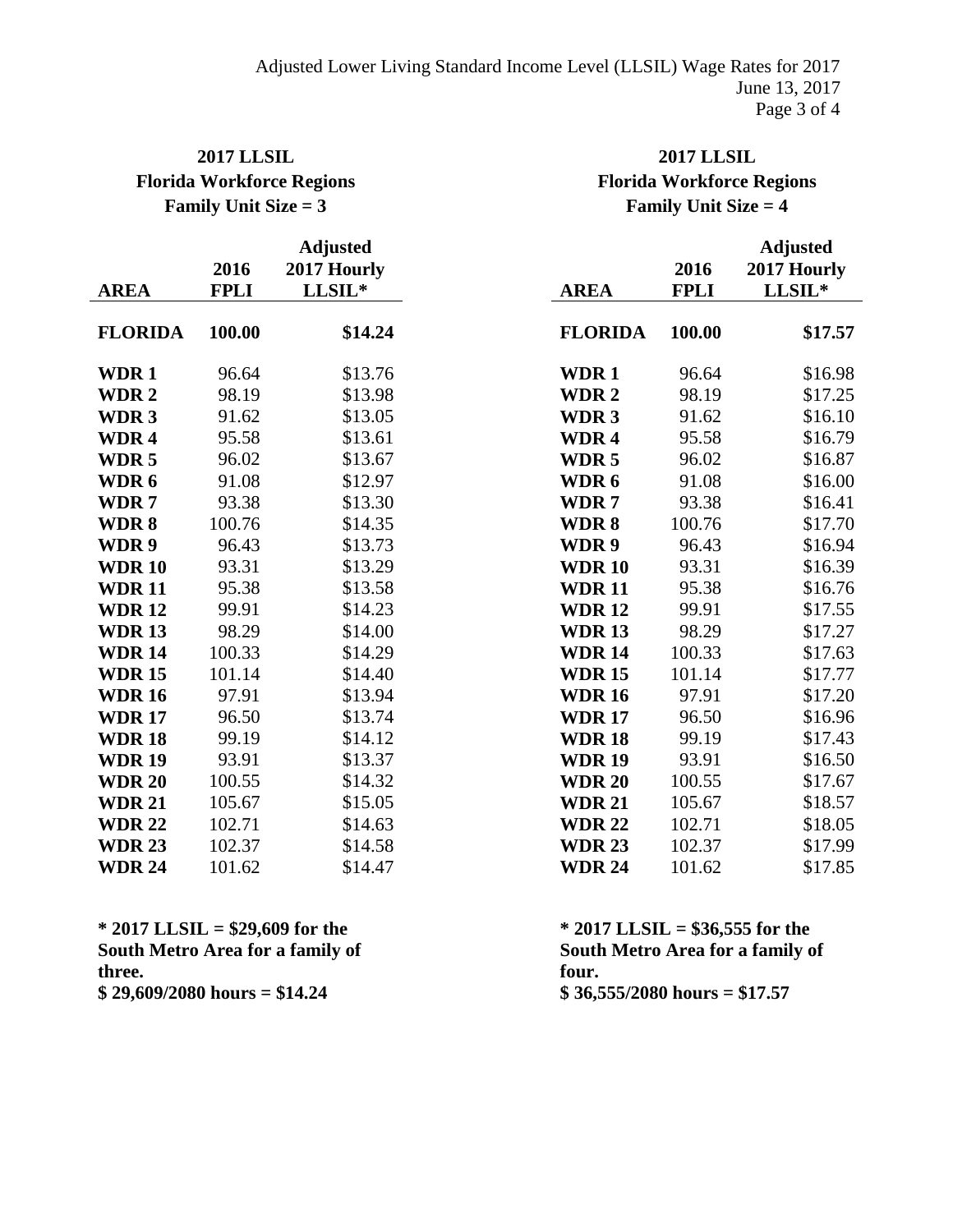## 2017 LLSIL
## Florida Workforce Regions
## Family Unit Size = 3

| AREA | 2016 FPLI | Adjusted 2017 Hourly LLSIL* |
|---|---|---|
| **FLORIDA** | **100.00** | **$14.24** |
| **WDR 1** | 96.64 | $13.76 |
| **WDR 2** | 98.19 | $13.98 |
| **WDR 3** | 91.62 | $13.05 |
| **WDR 4** | 95.58 | $13.61 |
| **WDR 5** | 96.02 | $13.67 |
| **WDR 6** | 91.08 | $12.97 |
| **WDR 7** | 93.38 | $13.30 |
| **WDR 8** | 100.76 | $14.35 |
| **WDR 9** | 96.43 | $13.73 |
| **WDR 10** | 93.31 | $13.29 |
| **WDR 11** | 95.38 | $13.58 |
| **WDR 12** | 99.91 | $14.23 |
| **WDR 13** | 98.29 | $14.00 |
| **WDR 14** | 100.33 | $14.29 |
| **WDR 15** | 101.14 | $14.40 |
| **WDR 16** | 97.91 | $13.94 |
| **WDR 17** | 96.50 | $13.74 |
| **WDR 18** | 99.19 | $14.12 |
| **WDR 19** | 93.91 | $13.37 |
| **WDR 20** | 100.55 | $14.32 |
| **WDR 21** | 105.67 | $15.05 |
| **WDR 22** | 102.71 | $14.63 |
| **WDR 23** | 102.37 | $14.58 |
| **WDR 24** | 101.62 | $14.47 |

**\* 2017 LLSIL = $29,609 for the South Metro Area for a family of three.**
**$ 29,609/2080 hours = $14.24**

## 2017 LLSIL
## Florida Workforce Regions
## Family Unit Size = 4

| AREA | 2016 FPLI | Adjusted 2017 Hourly LLSIL* |
|---|---|---|
| **FLORIDA** | **100.00** | **$17.57** |
| **WDR 1** | 96.64 | $16.98 |
| **WDR 2** | 98.19 | $17.25 |
| **WDR 3** | 91.62 | $16.10 |
| **WDR 4** | 95.58 | $16.79 |
| **WDR 5** | 96.02 | $16.87 |
| **WDR 6** | 91.08 | $16.00 |
| **WDR 7** | 93.38 | $16.41 |
| **WDR 8** | 100.76 | $17.70 |
| **WDR 9** | 96.43 | $16.94 |
| **WDR 10** | 93.31 | $16.39 |
| **WDR 11** | 95.38 | $16.76 |
| **WDR 12** | 99.91 | $17.55 |
| **WDR 13** | 98.29 | $17.27 |
| **WDR 14** | 100.33 | $17.63 |
| **WDR 15** | 101.14 | $17.77 |
| **WDR 16** | 97.91 | $17.20 |
| **WDR 17** | 96.50 | $16.96 |
| **WDR 18** | 99.19 | $17.43 |
| **WDR 19** | 93.91 | $16.50 |
| **WDR 20** | 100.55 | $17.67 |
| **WDR 21** | 105.67 | $18.57 |
| **WDR 22** | 102.71 | $18.05 |
| **WDR 23** | 102.37 | $17.99 |
| **WDR 24** | 101.62 | $17.85 |

**\* 2017 LLSIL = $36,555 for the South Metro Area for a family of four.**
**$ 36,555/2080 hours = $17.57**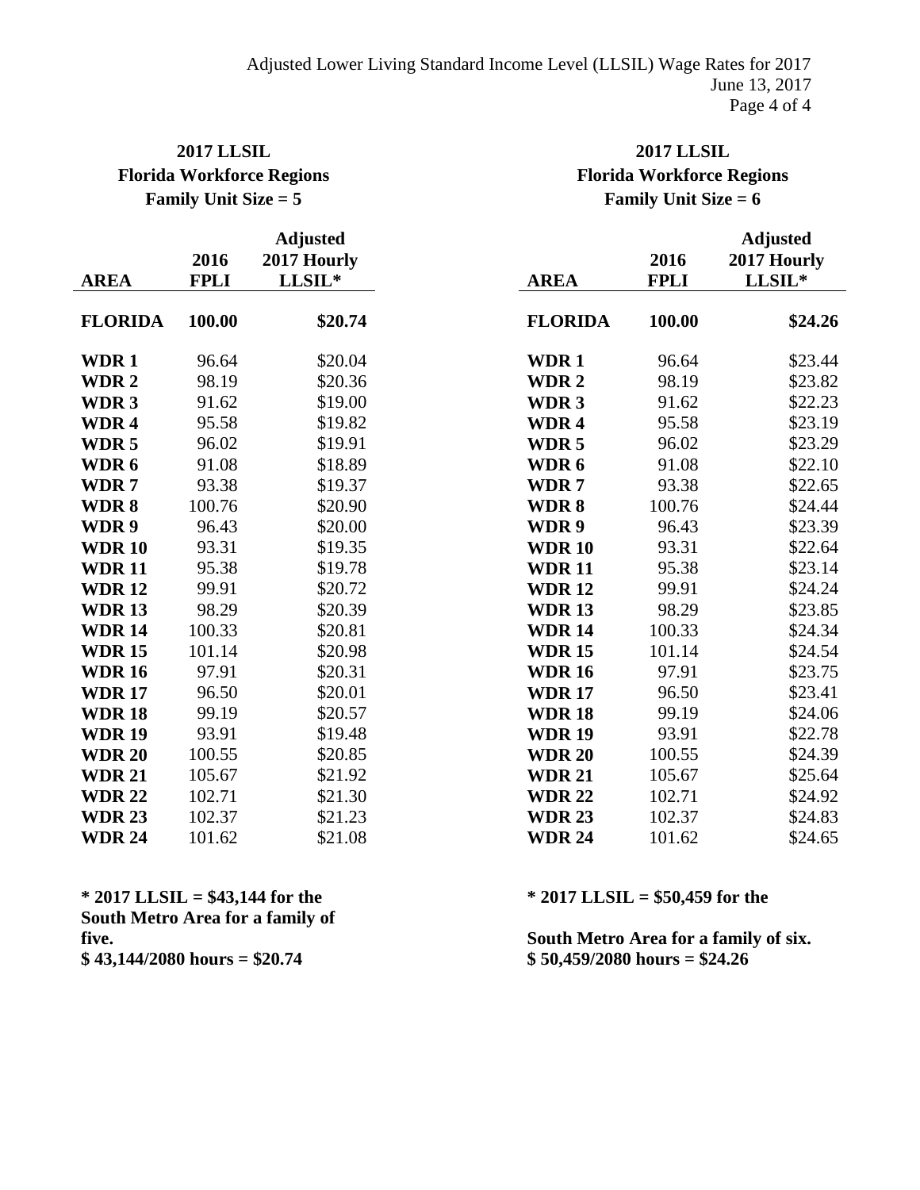## 2017 LLSIL
## Florida Workforce Regions
## Family Unit Size = 5

| AREA | 2016 FPLI | Adjusted 2017 Hourly LLSIL* |
|---|---|---|
| **FLORIDA** | **100.00** | **$20.74** |
| **WDR 1** | 96.64 | $20.04 |
| **WDR 2** | 98.19 | $20.36 |
| **WDR 3** | 91.62 | $19.00 |
| **WDR 4** | 95.58 | $19.82 |
| **WDR 5** | 96.02 | $19.91 |
| **WDR 6** | 91.08 | $18.89 |
| **WDR 7** | 93.38 | $19.37 |
| **WDR 8** | 100.76 | $20.90 |
| **WDR 9** | 96.43 | $20.00 |
| **WDR 10** | 93.31 | $19.35 |
| **WDR 11** | 95.38 | $19.78 |
| **WDR 12** | 99.91 | $20.72 |
| **WDR 13** | 98.29 | $20.39 |
| **WDR 14** | 100.33 | $20.81 |
| **WDR 15** | 101.14 | $20.98 |
| **WDR 16** | 97.91 | $20.31 |
| **WDR 17** | 96.50 | $20.01 |
| **WDR 18** | 99.19 | $20.57 |
| **WDR 19** | 93.91 | $19.48 |
| **WDR 20** | 100.55 | $20.85 |
| **WDR 21** | 105.67 | $21.92 |
| **WDR 22** | 102.71 | $21.30 |
| **WDR 23** | 102.37 | $21.23 |
| **WDR 24** | 101.62 | $21.08 |

**\* 2017 LLSIL = $43,144 for the South Metro Area for a family of five.**
**$ 43,144/2080 hours = $20.74**

## 2017 LLSIL
## Florida Workforce Regions
## Family Unit Size = 6

| AREA | 2016 FPLI | Adjusted 2017 Hourly LLSIL* |
|---|---|---|
| **FLORIDA** | **100.00** | **$24.26** |
| **WDR 1** | 96.64 | $23.44 |
| **WDR 2** | 98.19 | $23.82 |
| **WDR 3** | 91.62 | $22.23 |
| **WDR 4** | 95.58 | $23.19 |
| **WDR 5** | 96.02 | $23.29 |
| **WDR 6** | 91.08 | $22.10 |
| **WDR 7** | 93.38 | $22.65 |
| **WDR 8** | 100.76 | $24.44 |
| **WDR 9** | 96.43 | $23.39 |
| **WDR 10** | 93.31 | $22.64 |
| **WDR 11** | 95.38 | $23.14 |
| **WDR 12** | 99.91 | $24.24 |
| **WDR 13** | 98.29 | $23.85 |
| **WDR 14** | 100.33 | $24.34 |
| **WDR 15** | 101.14 | $24.54 |
| **WDR 16** | 97.91 | $23.75 |
| **WDR 17** | 96.50 | $23.41 |
| **WDR 18** | 99.19 | $24.06 |
| **WDR 19** | 93.91 | $22.78 |
| **WDR 20** | 100.55 | $24.39 |
| **WDR 21** | 105.67 | $25.64 |
| **WDR 22** | 102.71 | $24.92 |
| **WDR 23** | 102.37 | $24.83 |
| **WDR 24** | 101.62 | $24.65 |

**\* 2017 LLSIL = $50,459 for the South Metro Area for a family of six.**
**$ 50,459/2080 hours = $24.26**